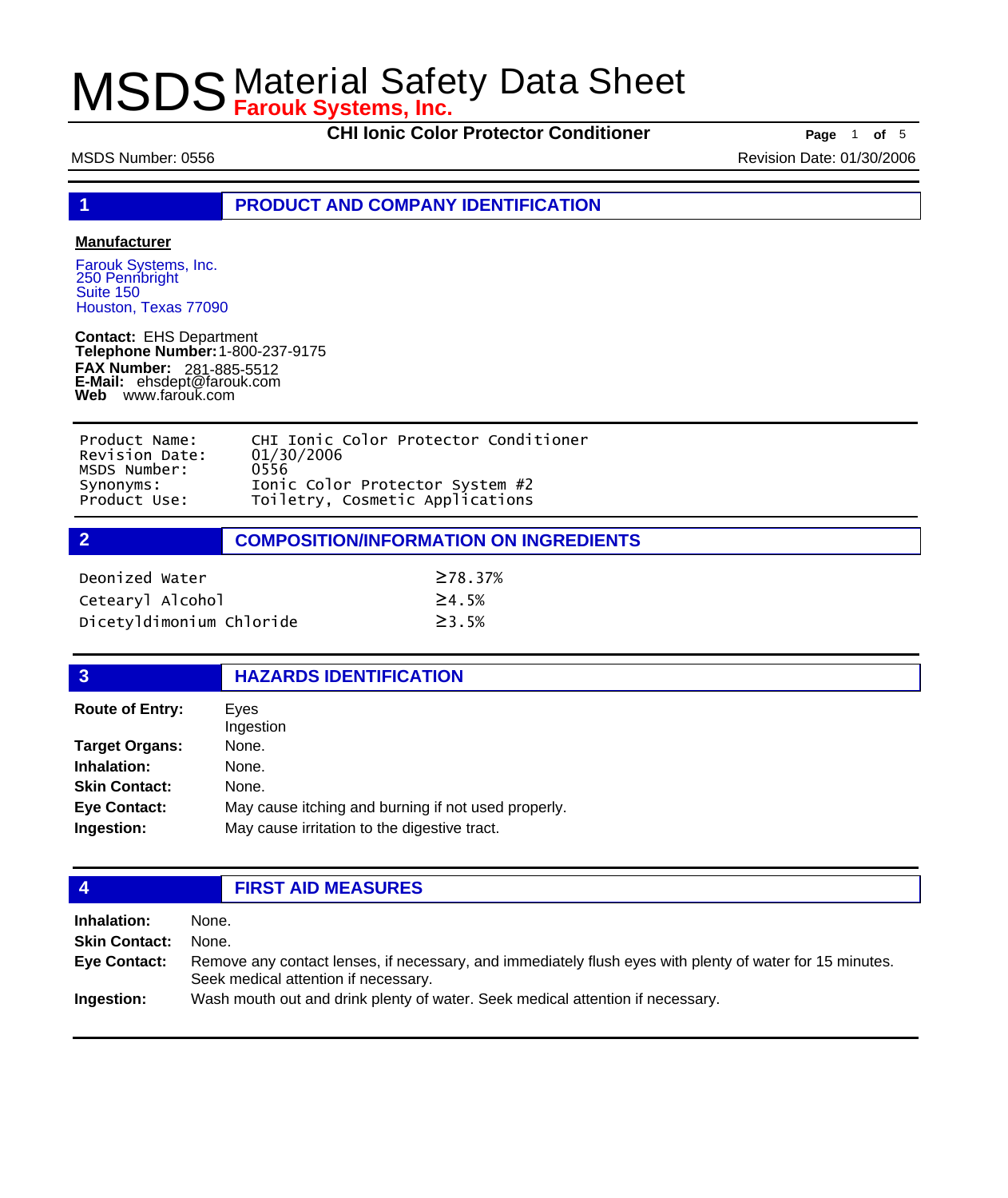# MSDS Material Safety Data Sheet
**Farouk Systems, Inc.**

**CHI Ionic Color Protector Conditioner**

MSDS Number: 0556 | Revision Date: 01/30/2006

## 1 PRODUCT AND COMPANY IDENTIFICATION

**Manufacturer**

Farouk Systems, Inc.
250 Pennbright
Suite 150
Houston, Texas 77090

**Contact:** EHS Department
**Telephone Number:** 1-800-237-9175
**FAX Number:** 281-885-5512
**E-Mail:** ehsdept@farouk.com
**Web** www.farouk.com

| | |
|---|---|
| Product Name: | CHI Ionic Color Protector Conditioner |
| Revision Date: | 01/30/2006 |
| MSDS Number: | 0556 |
| Synonyms: | Ionic Color Protector System #2 |
| Product Use: | Toiletry, Cosmetic Applications |

## 2 COMPOSITION/INFORMATION ON INGREDIENTS

| | |
|---|---|
| Deonized Water | ≥78.37% |
| Cetearyl Alcohol | ≥4.5% |
| Dicetyldimonium Chloride | ≥3.5% |

## 3 HAZARDS IDENTIFICATION

**Route of Entry:** Eyes
Ingestion

**Target Organs:** None.

**Inhalation:** None.

**Skin Contact:** None.

**Eye Contact:** May cause itching and burning if not used properly.

**Ingestion:** May cause irritation to the digestive tract.

## 4 FIRST AID MEASURES

**Inhalation:** None.

**Skin Contact:** None.

**Eye Contact:** Remove any contact lenses, if necessary, and immediately flush eyes with plenty of water for 15 minutes. Seek medical attention if necessary.

**Ingestion:** Wash mouth out and drink plenty of water. Seek medical attention if necessary.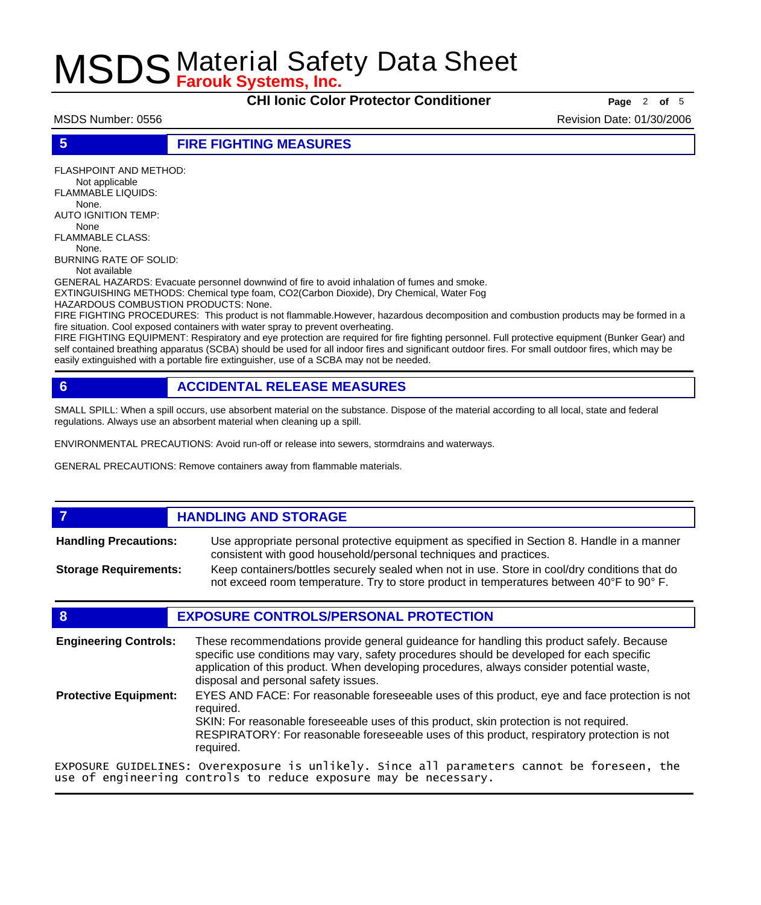## 5 FIRE FIGHTING MEASURES

FLASHPOINT AND METHOD:
Not applicable

FLAMMABLE LIQUIDS:
None.

AUTO IGNITION TEMP:
None

FLAMMABLE CLASS:
None.

BURNING RATE OF SOLID:
Not available

GENERAL HAZARDS: Evacuate personnel downwind of fire to avoid inhalation of fumes and smoke.

EXTINGUISHING METHODS: Chemical type foam, CO2(Carbon Dioxide), Dry Chemical, Water Fog

HAZARDOUS COMBUSTION PRODUCTS: None.

FIRE FIGHTING PROCEDURES: This product is not flammable.However, hazardous decomposition and combustion products may be formed in a fire situation. Cool exposed containers with water spray to prevent overheating.

FIRE FIGHTING EQUIPMENT: Respiratory and eye protection are required for fire fighting personnel. Full protective equipment (Bunker Gear) and self contained breathing apparatus (SCBA) should be used for all indoor fires and significant outdoor fires. For small outdoor fires, which may be easily extinguished with a portable fire extinguisher, use of a SCBA may not be needed.

## 6 ACCIDENTAL RELEASE MEASURES

SMALL SPILL: When a spill occurs, use absorbent material on the substance. Dispose of the material according to all local, state and federal regulations. Always use an absorbent material when cleaning up a spill.

ENVIRONMENTAL PRECAUTIONS: Avoid run-off or release into sewers, stormdrains and waterways.

GENERAL PRECAUTIONS: Remove containers away from flammable materials.

## 7 HANDLING AND STORAGE

**Handling Precautions:** Use appropriate personal protective equipment as specified in Section 8. Handle in a manner consistent with good household/personal techniques and practices.

**Storage Requirements:** Keep containers/bottles securely sealed when not in use. Store in cool/dry conditions that do not exceed room temperature. Try to store product in temperatures between 40°F to 90° F.

## 8 EXPOSURE CONTROLS/PERSONAL PROTECTION

**Engineering Controls:** These recommendations provide general guideance for handling this product safely. Because specific use conditions may vary, safety procedures should be developed for each specific application of this product. When developing procedures, always consider potential waste, disposal and personal safety issues.

**Protective Equipment:** EYES AND FACE: For reasonable foreseeable uses of this product, eye and face protection is not required.
SKIN: For reasonable foreseeable uses of this product, skin protection is not required.
RESPIRATORY: For reasonable foreseeable uses of this product, respiratory protection is not required.

EXPOSURE GUIDELINES: Overexposure is unlikely. Since all parameters cannot be foreseen, the use of engineering controls to reduce exposure may be necessary.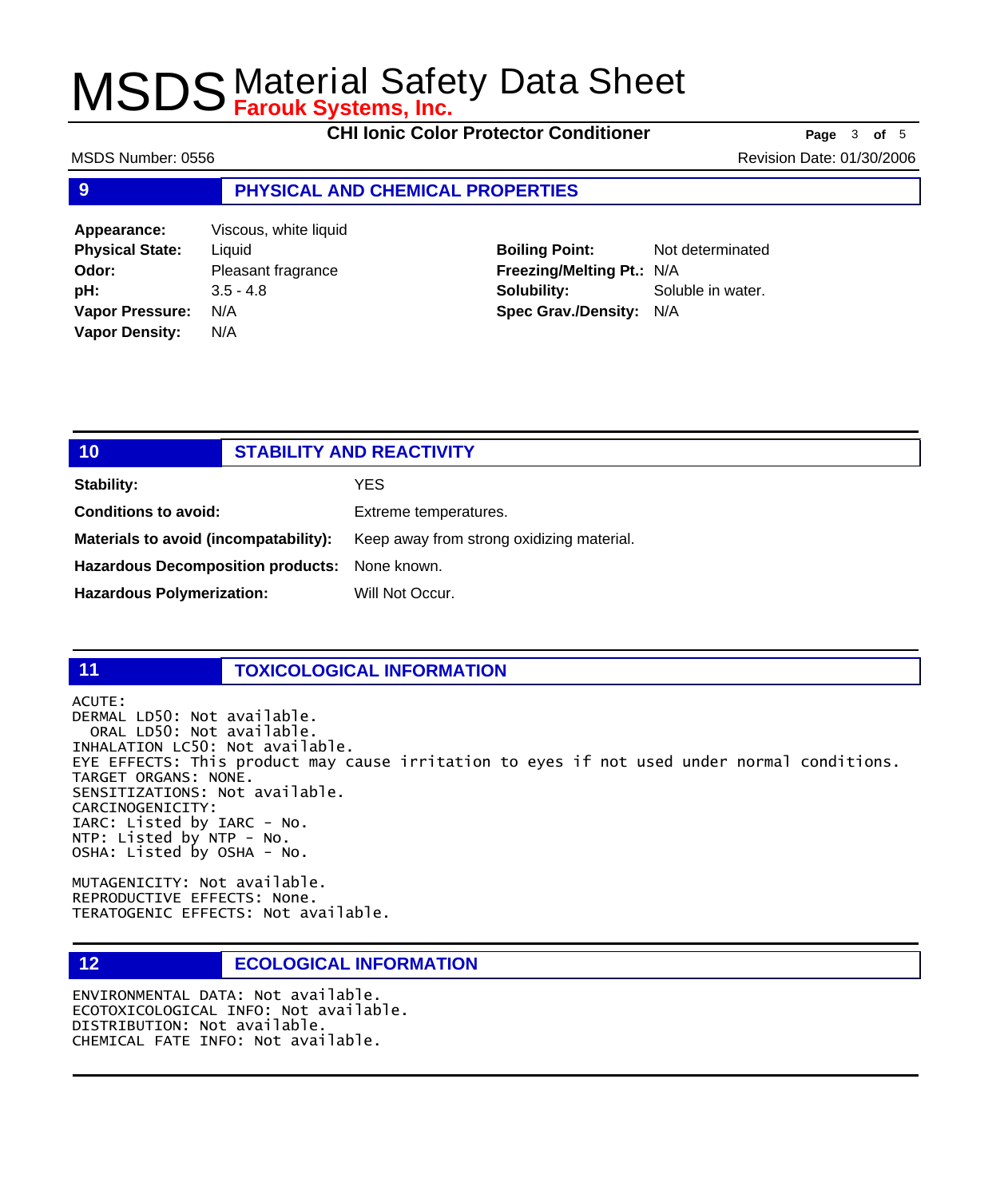## 9 PHYSICAL AND CHEMICAL PROPERTIES

| | | | |
|---|---|---|---|
| **Appearance:** | Viscous, white liquid | | |
| **Physical State:** | Liquid | **Boiling Point:** | Not determinated |
| **Odor:** | Pleasant fragrance | **Freezing/Melting Pt.:** | N/A |
| **pH:** | 3.5 - 4.8 | **Solubility:** | Soluble in water. |
| **Vapor Pressure:** | N/A | **Spec Grav./Density:** | N/A |
| **Vapor Density:** | N/A | | |

## 10 STABILITY AND REACTIVITY

| | |
|---|---|
| **Stability:** | YES |
| **Conditions to avoid:** | Extreme temperatures. |
| **Materials to avoid (incompatability):** | Keep away from strong oxidizing material. |
| **Hazardous Decomposition products:** | None known. |
| **Hazardous Polymerization:** | Will Not Occur. |

## 11 TOXICOLOGICAL INFORMATION

```
ACUTE:
DERMAL LD50: Not available.
  ORAL LD50: Not available.
INHALATION LC50: Not available.
EYE EFFECTS: This product may cause irritation to eyes if not used under normal conditions.
TARGET ORGANS: NONE.
SENSITIZATIONS: Not available.
CARCINOGENICITY:
IARC: Listed by IARC - No.
NTP: Listed by NTP - No.
OSHA: Listed by OSHA - No.

MUTAGENICITY: Not available.
REPRODUCTIVE EFFECTS: None.
TERATOGENIC EFFECTS: Not available.
```

## 12 ECOLOGICAL INFORMATION

```
ENVIRONMENTAL DATA: Not available.
ECOTOXICOLOGICAL INFO: Not available.
DISTRIBUTION: Not available.
CHEMICAL FATE INFO: Not available.
```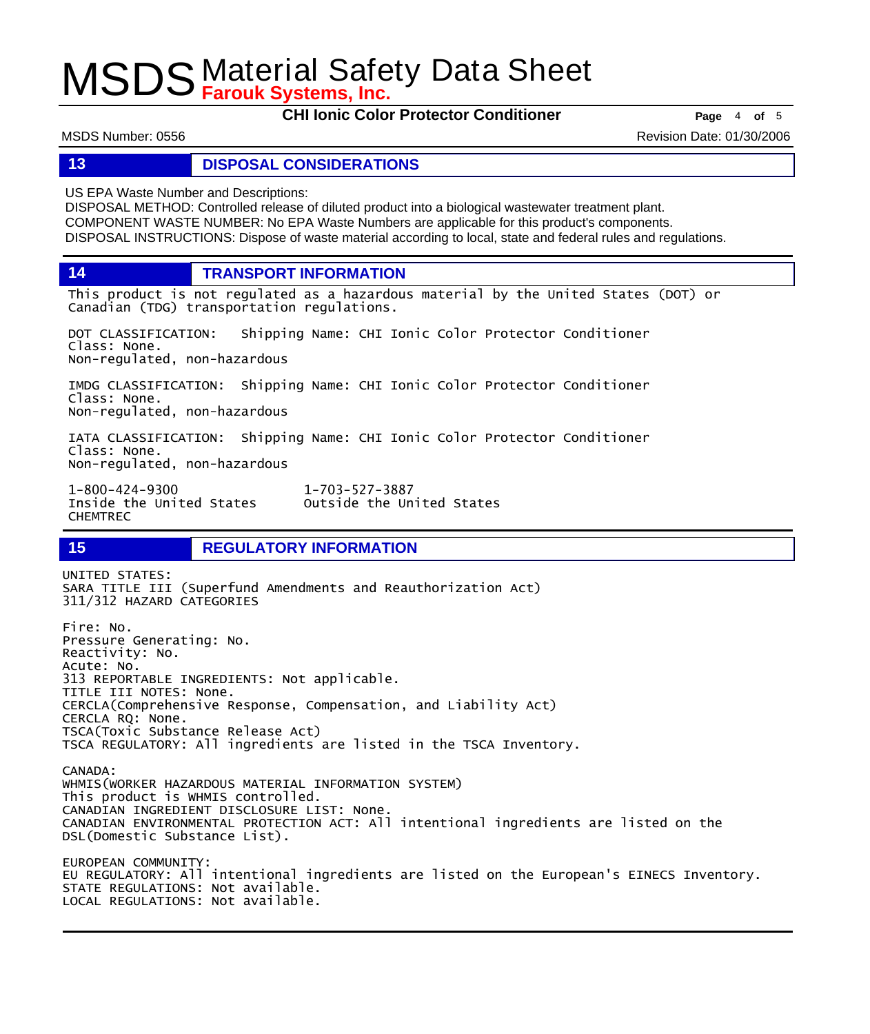## 13 DISPOSAL CONSIDERATIONS

US EPA Waste Number and Descriptions:
DISPOSAL METHOD: Controlled release of diluted product into a biological wastewater treatment plant.
COMPONENT WASTE NUMBER: No EPA Waste Numbers are applicable for this product's components.
DISPOSAL INSTRUCTIONS: Dispose of waste material according to local, state and federal rules and regulations.

## 14 TRANSPORT INFORMATION

This product is not regulated as a hazardous material by the United States (DOT) or Canadian (TDG) transportation regulations.

DOT CLASSIFICATION: Shipping Name: CHI Ionic Color Protector Conditioner
Class: None.
Non-regulated, non-hazardous

IMDG CLASSIFICATION: Shipping Name: CHI Ionic Color Protector Conditioner
Class: None.
Non-regulated, non-hazardous

IATA CLASSIFICATION: Shipping Name: CHI Ionic Color Protector Conditioner
Class: None.
Non-regulated, non-hazardous

1-800-424-9300 Inside the United States
1-703-527-3887 Outside the United States
CHEMTREC

## 15 REGULATORY INFORMATION

UNITED STATES:
SARA TITLE III (Superfund Amendments and Reauthorization Act)
311/312 HAZARD CATEGORIES

Fire: No.
Pressure Generating: No.
Reactivity: No.
Acute: No.
313 REPORTABLE INGREDIENTS: Not applicable.
TITLE III NOTES: None.
CERCLA(Comprehensive Response, Compensation, and Liability Act)
CERCLA RQ: None.
TSCA(Toxic Substance Release Act)
TSCA REGULATORY: All ingredients are listed in the TSCA Inventory.

CANADA:
WHMIS(WORKER HAZARDOUS MATERIAL INFORMATION SYSTEM)
This product is WHMIS controlled.
CANADIAN INGREDIENT DISCLOSURE LIST: None.
CANADIAN ENVIRONMENTAL PROTECTION ACT: All intentional ingredients are listed on the DSL(Domestic Substance List).

EUROPEAN COMMUNITY:
EU REGULATORY: All intentional ingredients are listed on the European's EINECS Inventory.
STATE REGULATIONS: Not available.
LOCAL REGULATIONS: Not available.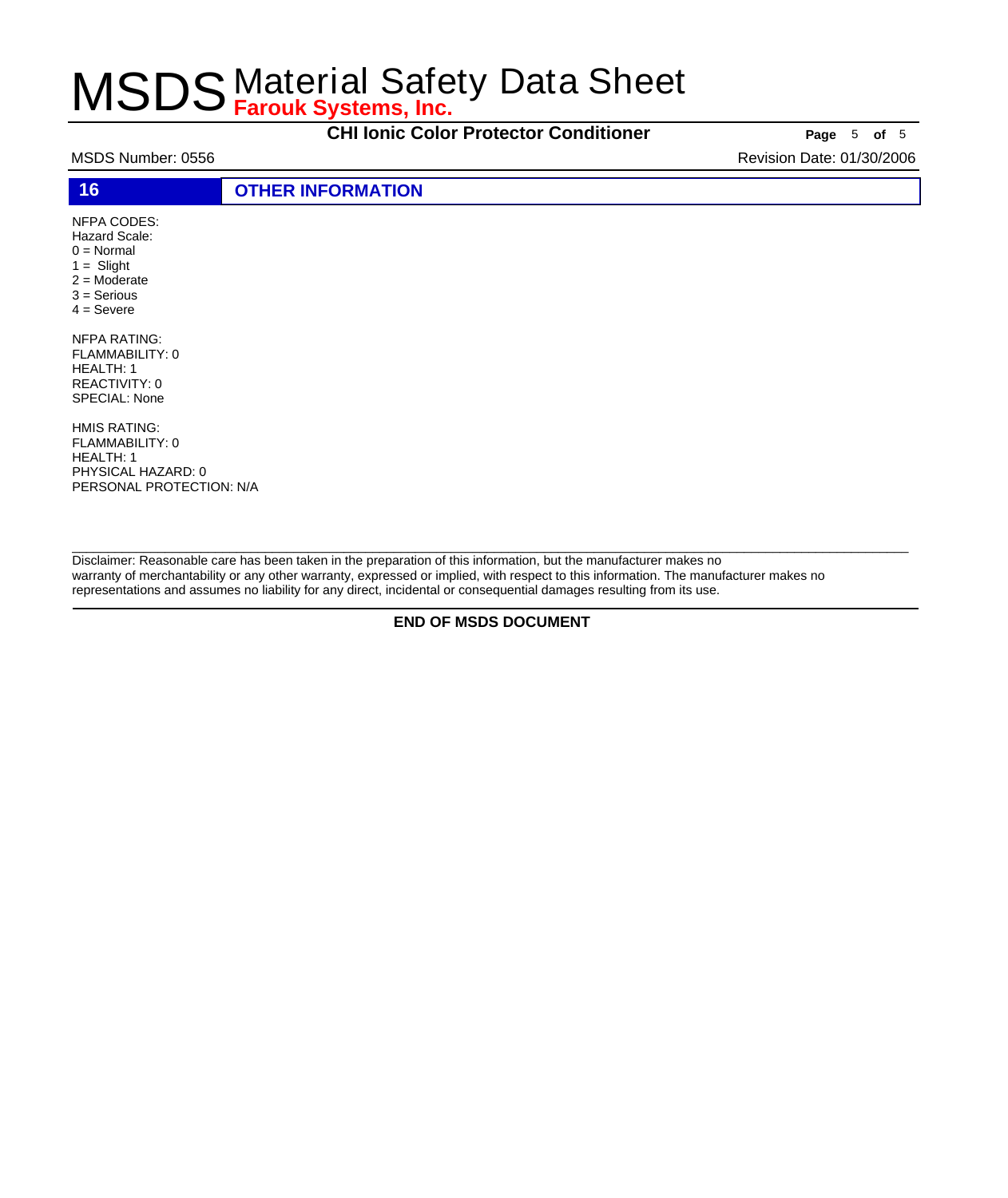## 16 OTHER INFORMATION

NFPA CODES:
Hazard Scale:
0 = Normal
1 = Slight
2 = Moderate
3 = Serious
4 = Severe

NFPA RATING:
FLAMMABILITY: 0
HEALTH: 1
REACTIVITY: 0
SPECIAL: None

HMIS RATING:
FLAMMABILITY: 0
HEALTH: 1
PHYSICAL HAZARD: 0
PERSONAL PROTECTION: N/A

---

Disclaimer: Reasonable care has been taken in the preparation of this information, but the manufacturer makes no warranty of merchantability or any other warranty, expressed or implied, with respect to this information. The manufacturer makes no representations and assumes no liability for any direct, incidental or consequential damages resulting from its use.

---

**END OF MSDS DOCUMENT**